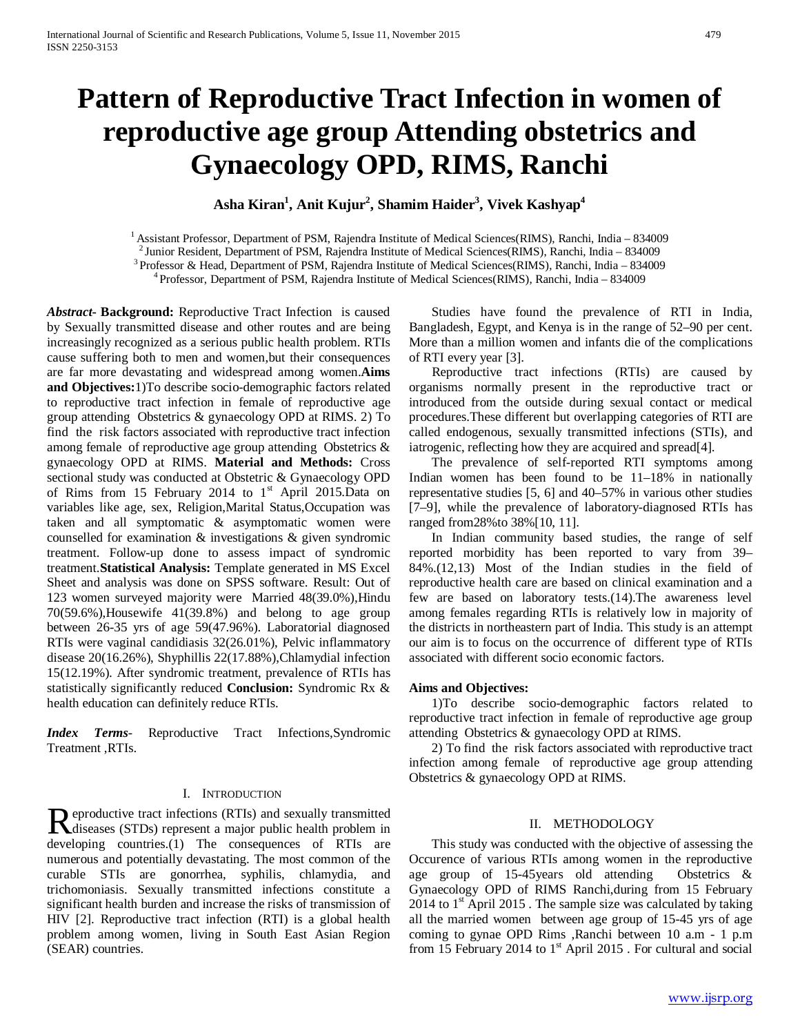# Pattern of Reproductive Tract Infection in women of reproductive age group Attending obstetrics and Gynaecology OPD, RIMS, Ranchi

**Asha Kiran[1], Anit Kujur[2], Shamim Haider[3], Vivek Kashyap[4]**

[1] Assistant Professor, Department of PSM, Rajendra Institute of Medical Sciences(RIMS), Ranchi, India – 834009
[2] Junior Resident, Department of PSM, Rajendra Institute of Medical Sciences(RIMS), Ranchi, India – 834009
[3] Professor & Head, Department of PSM, Rajendra Institute of Medical Sciences(RIMS), Ranchi, India – 834009
[4] Professor, Department of PSM, Rajendra Institute of Medical Sciences(RIMS), Ranchi, India – 834009

***Abstract-*** **Background:** Reproductive Tract Infection is caused by Sexually transmitted disease and other routes and are being increasingly recognized as a serious public health problem. RTIs cause suffering both to men and women,but their consequences are far more devastating and widespread among women.**Aims and Objectives:**1)To describe socio-demographic factors related to reproductive tract infection in female of reproductive age group attending Obstetrics & gynaecology OPD at RIMS. 2) To find the risk factors associated with reproductive tract infection among female of reproductive age group attending Obstetrics & gynaecology OPD at RIMS. **Material and Methods:** Cross sectional study was conducted at Obstetric & Gynaecology OPD of Rims from 15 February 2014 to 1st April 2015.Data on variables like age, sex, Religion,Marital Status,Occupation was taken and all symptomatic & asymptomatic women were counselled for examination & investigations & given syndromic treatment. Follow-up done to assess impact of syndromic treatment.**Statistical Analysis:** Template generated in MS Excel Sheet and analysis was done on SPSS software. Result: Out of 123 women surveyed majority were Married 48(39.0%),Hindu 70(59.6%),Housewife 41(39.8%) and belong to age group between 26-35 yrs of age 59(47.96%). Laboratorial diagnosed RTIs were vaginal candidiasis 32(26.01%), Pelvic inflammatory disease 20(16.26%), Shyphillis 22(17.88%),Chlamydial infection 15(12.19%). After syndromic treatment, prevalence of RTIs has statistically significantly reduced **Conclusion:** Syndromic Rx & health education can definitely reduce RTIs.

***Index Terms*****-** Reproductive Tract Infections,Syndromic Treatment ,RTIs.

## I. Introduction

Reproductive tract infections (RTIs) and sexually transmitted diseases (STDs) represent a major public health problem in developing countries.(1) The consequences of RTIs are numerous and potentially devastating. The most common of the curable STIs are gonorrhea, syphilis, chlamydia, and trichomoniasis. Sexually transmitted infections constitute a significant health burden and increase the risks of transmission of HIV [2]. Reproductive tract infection (RTI) is a global health problem among women, living in South East Asian Region (SEAR) countries.

Studies have found the prevalence of RTI in India, Bangladesh, Egypt, and Kenya is in the range of 52–90 per cent. More than a million women and infants die of the complications of RTI every year [3].

Reproductive tract infections (RTIs) are caused by organisms normally present in the reproductive tract or introduced from the outside during sexual contact or medical procedures.These different but overlapping categories of RTI are called endogenous, sexually transmitted infections (STIs), and iatrogenic, reflecting how they are acquired and spread[4].

The prevalence of self-reported RTI symptoms among Indian women has been found to be 11–18% in nationally representative studies [5, 6] and 40–57% in various other studies [7–9], while the prevalence of laboratory-diagnosed RTIs has ranged from28%to 38%[10, 11].

In Indian community based studies, the range of self reported morbidity has been reported to vary from 39–84%.(12,13) Most of the Indian studies in the field of reproductive health care are based on clinical examination and a few are based on laboratory tests.(14).The awareness level among females regarding RTIs is relatively low in majority of the districts in northeastern part of India. This study is an attempt our aim is to focus on the occurrence of different type of RTIs associated with different socio economic factors.

**Aims and Objectives:**

1)To describe socio-demographic factors related to reproductive tract infection in female of reproductive age group attending Obstetrics & gynaecology OPD at RIMS.

2) To find the risk factors associated with reproductive tract infection among female of reproductive age group attending Obstetrics & gynaecology OPD at RIMS.

## II. Methodology

This study was conducted with the objective of assessing the Occurence of various RTIs among women in the reproductive age group of 15-45years old attending Obstetrics & Gynaecology OPD of RIMS Ranchi,during from 15 February 2014 to 1st April 2015 . The sample size was calculated by taking all the married women between age group of 15-45 yrs of age coming to gynae OPD Rims ,Ranchi between 10 a.m - 1 p.m from 15 February 2014 to 1st April 2015 . For cultural and social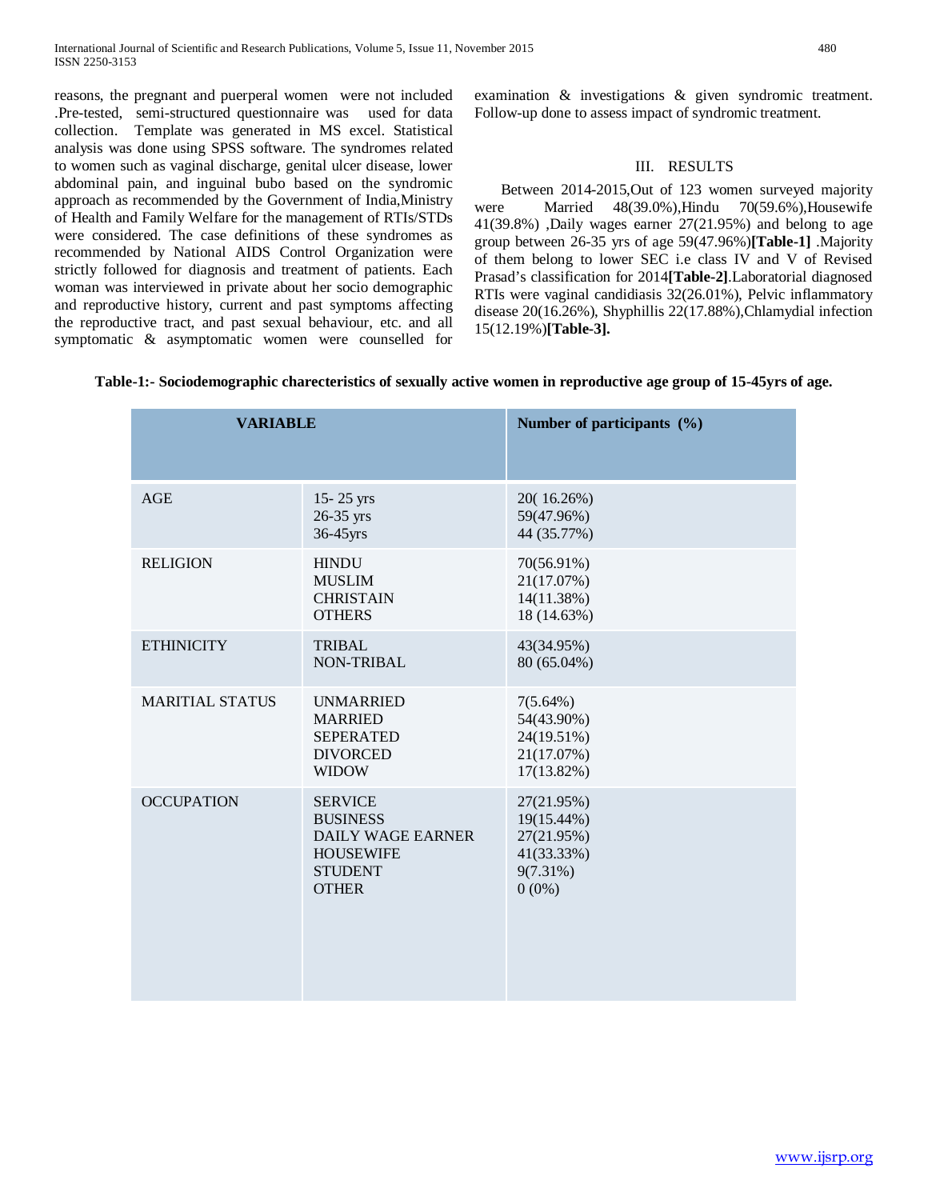reasons, the pregnant and puerperal women were not included .Pre-tested, semi-structured questionnaire was used for data collection. Template was generated in MS excel. Statistical analysis was done using SPSS software. The syndromes related to women such as vaginal discharge, genital ulcer disease, lower abdominal pain, and inguinal bubo based on the syndromic approach as recommended by the Government of India,Ministry of Health and Family Welfare for the management of RTIs/STDs were considered. The case definitions of these syndromes as recommended by National AIDS Control Organization were strictly followed for diagnosis and treatment of patients. Each woman was interviewed in private about her socio demographic and reproductive history, current and past symptoms affecting the reproductive tract, and past sexual behaviour, etc. and all symptomatic & asymptomatic women were counselled for examination & investigations & given syndromic treatment. Follow-up done to assess impact of syndromic treatment.

## III. RESULTS

Between 2014-2015,Out of 123 women surveyed majority were Married 48(39.0%),Hindu 70(59.6%),Housewife 41(39.8%) ,Daily wages earner 27(21.95%) and belong to age group between 26-35 yrs of age 59(47.96%)**[Table-1]** .Majority of them belong to lower SEC i.e class IV and V of Revised Prasad's classification for 2014**[Table-2]**.Laboratorial diagnosed RTIs were vaginal candidiasis 32(26.01%), Pelvic inflammatory disease 20(16.26%), Shyphillis 22(17.88%),Chlamydial infection 15(12.19%)**[Table-3].**

**Table-1:- Sociodemographic charecteristics of sexually active women in reproductive age group of 15-45yrs of age.**

| VARIABLE | | Number of participants (%) |
|---|---|---|
| AGE | 15- 25 yrs<br>26-35 yrs<br>36-45yrs | 20( 16.26%)<br>59(47.96%)<br>44 (35.77%) |
| RELIGION | HINDU<br>MUSLIM<br>CHRISTAIN<br>OTHERS | 70(56.91%)<br>21(17.07%)<br>14(11.38%)<br>18 (14.63%) |
| ETHINICITY | TRIBAL<br>NON-TRIBAL | 43(34.95%)<br>80 (65.04%) |
| MARITIAL STATUS | UNMARRIED<br>MARRIED<br>SEPERATED<br>DIVORCED<br>WIDOW | 7(5.64%)<br>54(43.90%)<br>24(19.51%)<br>21(17.07%)<br>17(13.82%) |
| OCCUPATION | SERVICE<br>BUSINESS<br>DAILY WAGE EARNER<br>HOUSEWIFE<br>STUDENT<br>OTHER | 27(21.95%)<br>19(15.44%)<br>27(21.95%)<br>41(33.33%)<br>9(7.31%)<br>0 (0%) |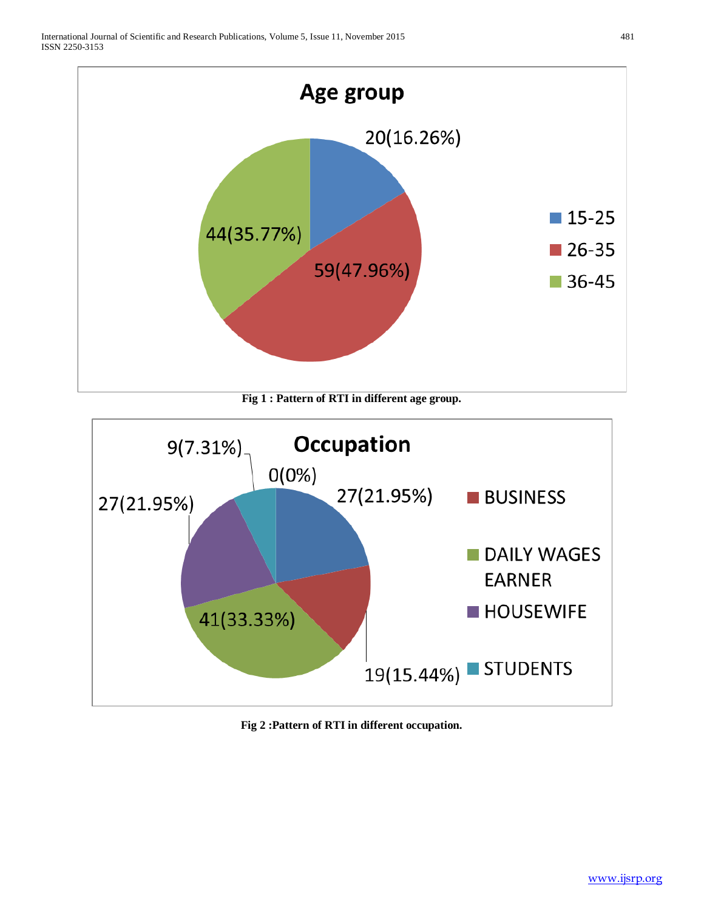**Fig 1 : Pattern of RTI in different age group.**

**Fig 2 :Pattern of RTI in different occupation.**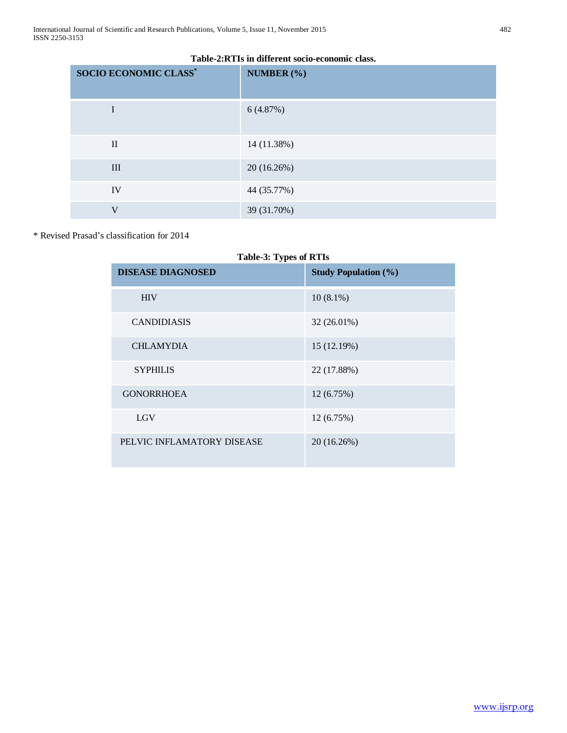**Table-2:RTIs in different socio-economic class.**

| SOCIO ECONOMIC CLASS* | NUMBER (%) |
|---|---|
| I | 6 (4.87%) |
| II | 14 (11.38%) |
| III | 20 (16.26%) |
| IV | 44 (35.77%) |
| V | 39 (31.70%) |

* Revised Prasad's classification for 2014

**Table-3: Types of RTIs**

| DISEASE DIAGNOSED | Study Population (%) |
|---|---|
| HIV | 10 (8.1%) |
| CANDIDIASIS | 32 (26.01%) |
| CHLAMYDIA | 15 (12.19%) |
| SYPHILIS | 22 (17.88%) |
| GONORRHOEA | 12 (6.75%) |
| LGV | 12 (6.75%) |
| PELVIC INFLAMATORY DISEASE | 20 (16.26%) |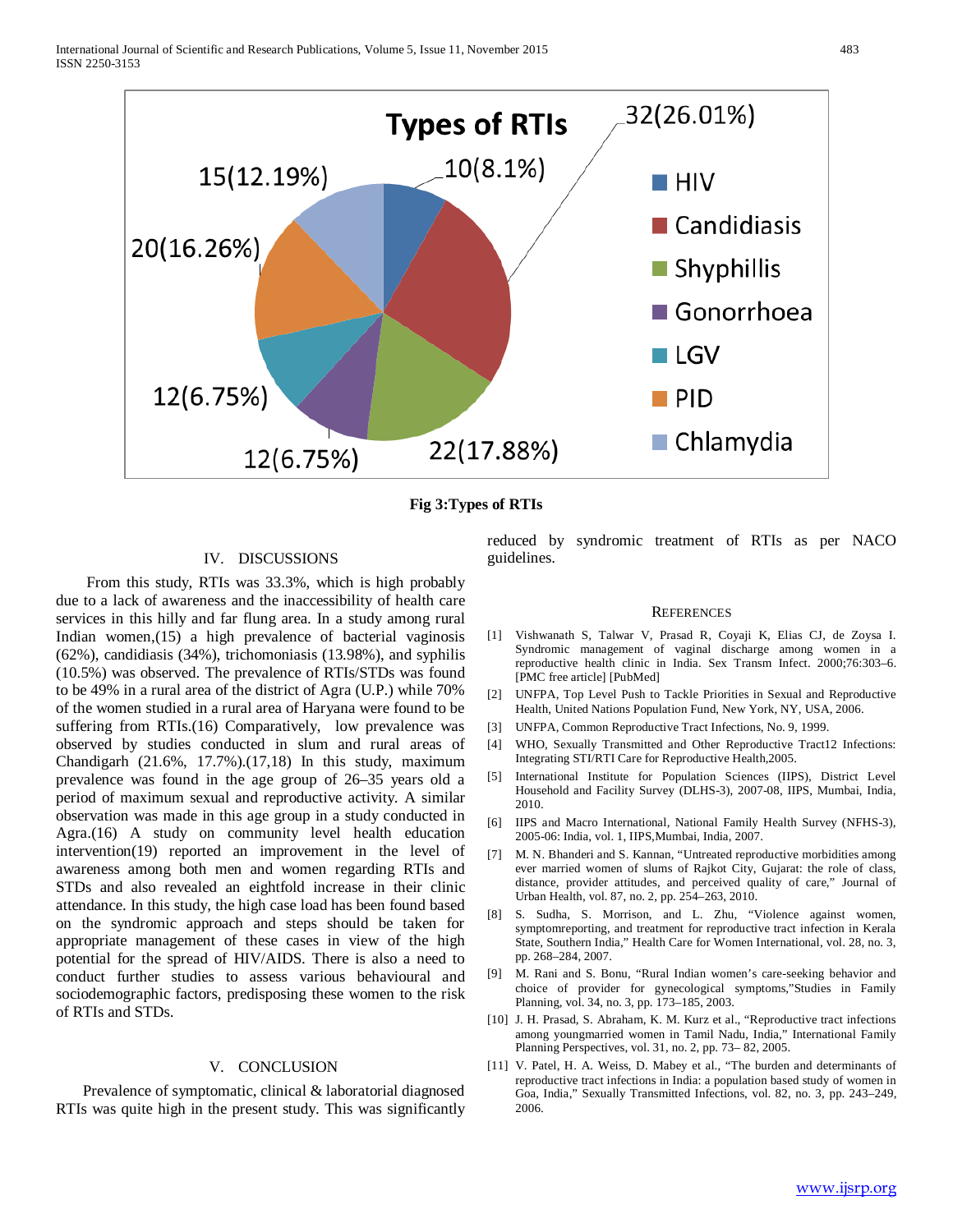**Types of RTIs**

| Type | Count (%) |
|---|---|
| HIV | 10(8.1%) |
| Candidiasis | 32(26.01%) |
| Shyphillis | 22(17.88%) |
| Gonorrhoea | 12(6.75%) |
| LGV | 12(6.75%) |
| PID | 20(16.26%) |
| Chlamydia | 15(12.19%) |

**Fig 3:Types of RTIs**

## IV. DISCUSSIONS

From this study, RTIs was 33.3%, which is high probably due to a lack of awareness and the inaccessibility of health care services in this hilly and far flung area. In a study among rural Indian women,(15) a high prevalence of bacterial vaginosis (62%), candidiasis (34%), trichomoniasis (13.98%), and syphilis (10.5%) was observed. The prevalence of RTIs/STDs was found to be 49% in a rural area of the district of Agra (U.P.) while 70% of the women studied in a rural area of Haryana were found to be suffering from RTIs.(16) Comparatively, low prevalence was observed by studies conducted in slum and rural areas of Chandigarh (21.6%, 17.7%).(17,18) In this study, maximum prevalence was found in the age group of 26–35 years old a period of maximum sexual and reproductive activity. A similar observation was made in this age group in a study conducted in Agra.(16) A study on community level health education intervention(19) reported an improvement in the level of awareness among both men and women regarding RTIs and STDs and also revealed an eightfold increase in their clinic attendance. In this study, the high case load has been found based on the syndromic approach and steps should be taken for appropriate management of these cases in view of the high potential for the spread of HIV/AIDS. There is also a need to conduct further studies to assess various behavioural and sociodemographic factors, predisposing these women to the risk of RTIs and STDs.

## V. CONCLUSION

Prevalence of symptomatic, clinical & laboratorial diagnosed RTIs was quite high in the present study. This was significantly reduced by syndromic treatment of RTIs as per NACO guidelines.

## REFERENCES

[1] Vishwanath S, Talwar V, Prasad R, Coyaji K, Elias CJ, de Zoysa I. Syndromic management of vaginal discharge among women in a reproductive health clinic in India. Sex Transm Infect. 2000;76:303–6. [PMC free article] [PubMed]

[2] UNFPA, Top Level Push to Tackle Priorities in Sexual and Reproductive Health, United Nations Population Fund, New York, NY, USA, 2006.

[3] UNFPA, Common Reproductive Tract Infections, No. 9, 1999.

[4] WHO, Sexually Transmitted and Other Reproductive Tract12 Infections: Integrating STI/RTI Care for Reproductive Health,2005.

[5] International Institute for Population Sciences (IIPS), District Level Household and Facility Survey (DLHS-3), 2007-08, IIPS, Mumbai, India, 2010.

[6] IIPS and Macro International, National Family Health Survey (NFHS-3), 2005-06: India, vol. 1, IIPS,Mumbai, India, 2007.

[7] M. N. Bhanderi and S. Kannan, "Untreated reproductive morbidities among ever married women of slums of Rajkot City, Gujarat: the role of class, distance, provider attitudes, and perceived quality of care," Journal of Urban Health, vol. 87, no. 2, pp. 254–263, 2010.

[8] S. Sudha, S. Morrison, and L. Zhu, "Violence against women, symptomreporting, and treatment for reproductive tract infection in Kerala State, Southern India," Health Care for Women International, vol. 28, no. 3, pp. 268–284, 2007.

[9] M. Rani and S. Bonu, "Rural Indian women's care-seeking behavior and choice of provider for gynecological symptoms,"Studies in Family Planning, vol. 34, no. 3, pp. 173–185, 2003.

[10] J. H. Prasad, S. Abraham, K. M. Kurz et al., "Reproductive tract infections among youngmarried women in Tamil Nadu, India," International Family Planning Perspectives, vol. 31, no. 2, pp. 73– 82, 2005.

[11] V. Patel, H. A. Weiss, D. Mabey et al., "The burden and determinants of reproductive tract infections in India: a population based study of women in Goa, India," Sexually Transmitted Infections, vol. 82, no. 3, pp. 243–249, 2006.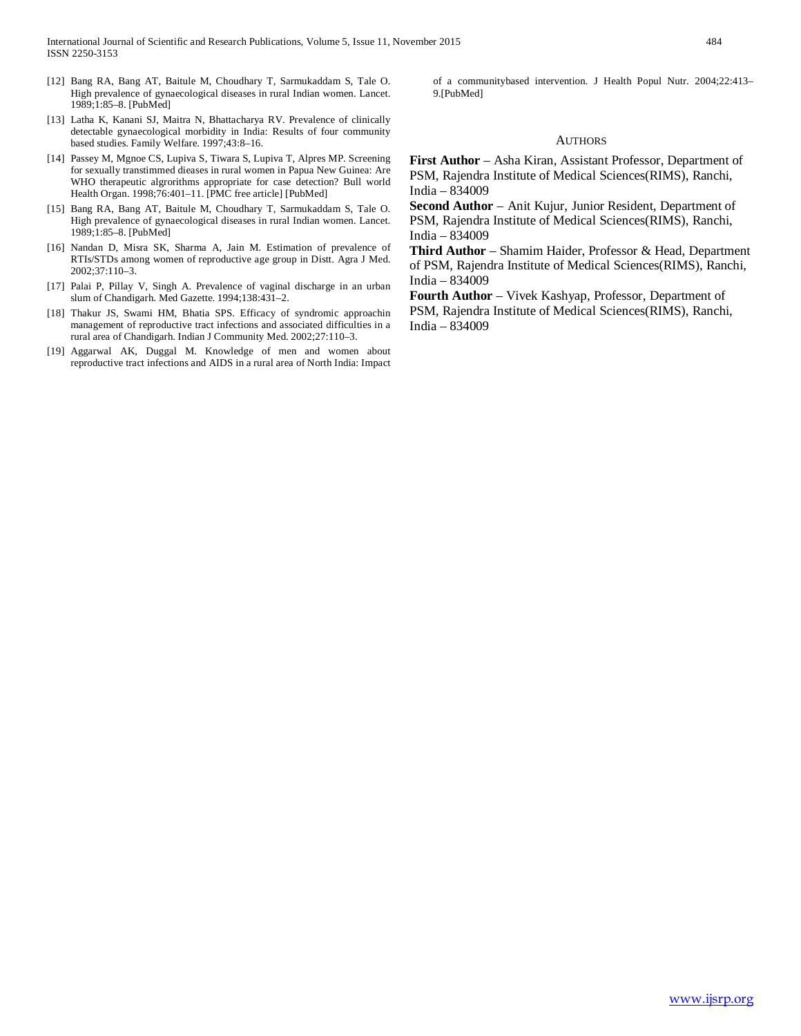[12] Bang RA, Bang AT, Baitule M, Choudhary T, Sarmukaddam S, Tale O. High prevalence of gynaecological diseases in rural Indian women. Lancet. 1989;1:85–8. [PubMed]

[13] Latha K, Kanani SJ, Maitra N, Bhattacharya RV. Prevalence of clinically detectable gynaecological morbidity in India: Results of four community based studies. Family Welfare. 1997;43:8–16.

[14] Passey M, Mgnoe CS, Lupiva S, Tiwara S, Lupiva T, Alpres MP. Screening for sexually transtimmed dieases in rural women in Papua New Guinea: Are WHO therapeutic algrorithms appropriate for case detection? Bull world Health Organ. 1998;76:401–11. [PMC free article] [PubMed]

[15] Bang RA, Bang AT, Baitule M, Choudhary T, Sarmukaddam S, Tale O. High prevalence of gynaecological diseases in rural Indian women. Lancet. 1989;1:85–8. [PubMed]

[16] Nandan D, Misra SK, Sharma A, Jain M. Estimation of prevalence of RTIs/STDs among women of reproductive age group in Distt. Agra J Med. 2002;37:110–3.

[17] Palai P, Pillay V, Singh A. Prevalence of vaginal discharge in an urban slum of Chandigarh. Med Gazette. 1994;138:431–2.

[18] Thakur JS, Swami HM, Bhatia SPS. Efficacy of syndromic approachin management of reproductive tract infections and associated difficulties in a rural area of Chandigarh. Indian J Community Med. 2002;27:110–3.

[19] Aggarwal AK, Duggal M. Knowledge of men and women about reproductive tract infections and AIDS in a rural area of North India: Impact of a communitybased intervention. J Health Popul Nutr. 2004;22:413–9.[PubMed]

## AUTHORS

**First Author** – Asha Kiran, Assistant Professor, Department of PSM, Rajendra Institute of Medical Sciences(RIMS), Ranchi, India – 834009

**Second Author** – Anit Kujur, Junior Resident, Department of PSM, Rajendra Institute of Medical Sciences(RIMS), Ranchi, India – 834009

**Third Author** – Shamim Haider, Professor & Head, Department of PSM, Rajendra Institute of Medical Sciences(RIMS), Ranchi, India – 834009

**Fourth Author** – Vivek Kashyap, Professor, Department of PSM, Rajendra Institute of Medical Sciences(RIMS), Ranchi, India – 834009